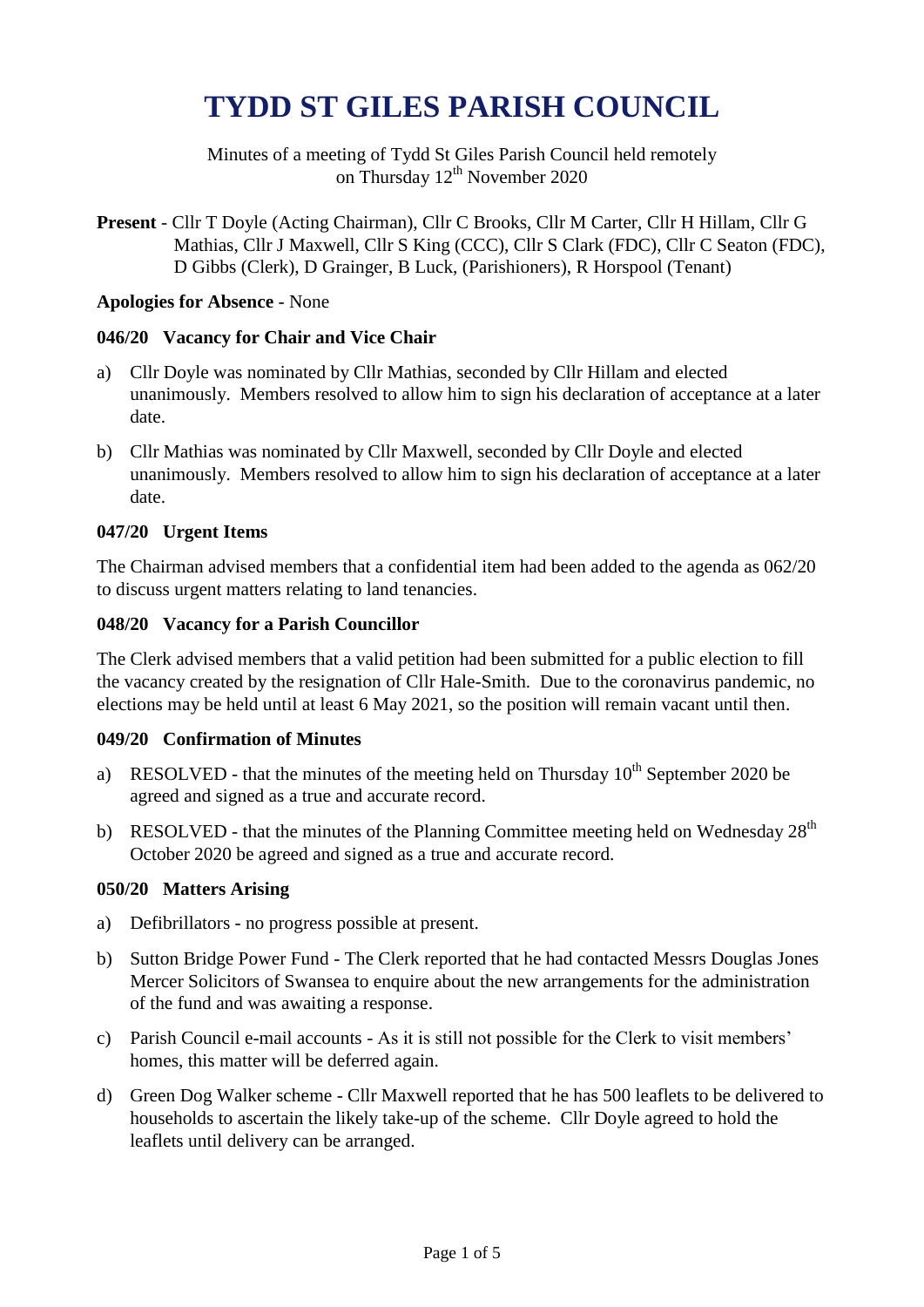# TYDD ST GILES PARISH COUNCIL

Minutes of a meeting of Tydd St Giles Parish Council held remotely on Thursday 12th November 2020

**Present** - Cllr T Doyle (Acting Chairman), Cllr C Brooks, Cllr M Carter, Cllr H Hillam, Cllr G Mathias, Cllr J Maxwell, Cllr S King (CCC), Cllr S Clark (FDC), Cllr C Seaton (FDC), D Gibbs (Clerk), D Grainger, B Luck, (Parishioners), R Horspool (Tenant)

**Apologies for Absence** - None

### 046/20 Vacancy for Chair and Vice Chair

a) Cllr Doyle was nominated by Cllr Mathias, seconded by Cllr Hillam and elected unanimously. Members resolved to allow him to sign his declaration of acceptance at a later date.

b) Cllr Mathias was nominated by Cllr Maxwell, seconded by Cllr Doyle and elected unanimously. Members resolved to allow him to sign his declaration of acceptance at a later date.

### 047/20 Urgent Items

The Chairman advised members that a confidential item had been added to the agenda as 062/20 to discuss urgent matters relating to land tenancies.

### 048/20 Vacancy for a Parish Councillor

The Clerk advised members that a valid petition had been submitted for a public election to fill the vacancy created by the resignation of Cllr Hale-Smith. Due to the coronavirus pandemic, no elections may be held until at least 6 May 2021, so the position will remain vacant until then.

### 049/20 Confirmation of Minutes

a) RESOLVED - that the minutes of the meeting held on Thursday 10th September 2020 be agreed and signed as a true and accurate record.

b) RESOLVED - that the minutes of the Planning Committee meeting held on Wednesday 28th October 2020 be agreed and signed as a true and accurate record.

### 050/20 Matters Arising

a) Defibrillators - no progress possible at present.

b) Sutton Bridge Power Fund - The Clerk reported that he had contacted Messrs Douglas Jones Mercer Solicitors of Swansea to enquire about the new arrangements for the administration of the fund and was awaiting a response.

c) Parish Council e-mail accounts - As it is still not possible for the Clerk to visit members' homes, this matter will be deferred again.

d) Green Dog Walker scheme - Cllr Maxwell reported that he has 500 leaflets to be delivered to households to ascertain the likely take-up of the scheme. Cllr Doyle agreed to hold the leaflets until delivery can be arranged.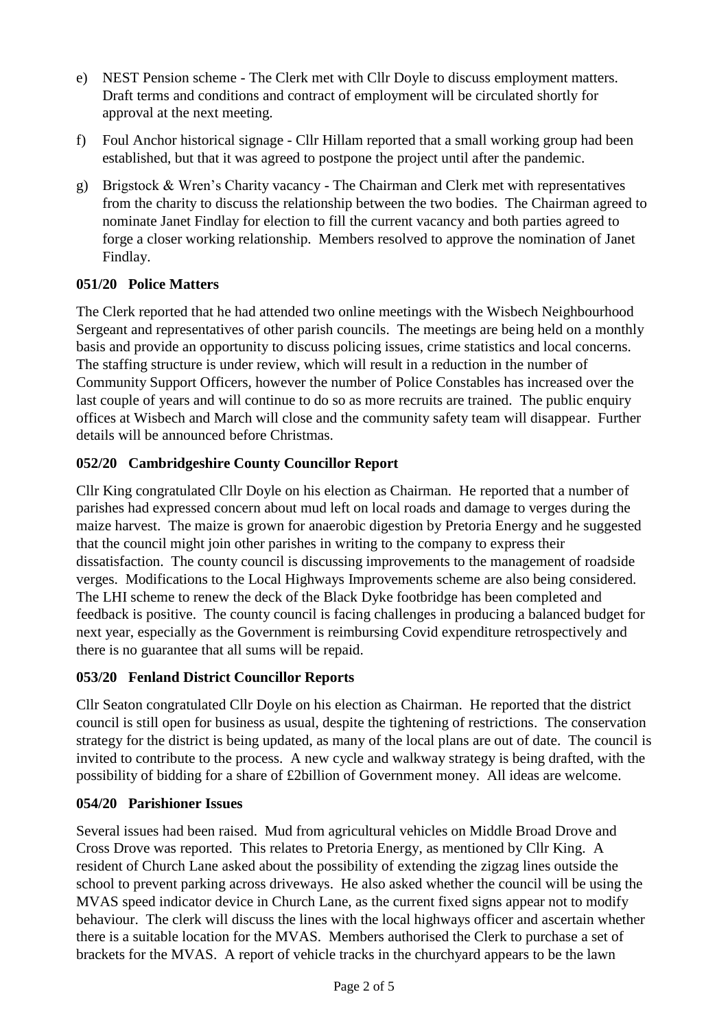e) NEST Pension scheme - The Clerk met with Cllr Doyle to discuss employment matters. Draft terms and conditions and contract of employment will be circulated shortly for approval at the next meeting.

f) Foul Anchor historical signage - Cllr Hillam reported that a small working group had been established, but that it was agreed to postpone the project until after the pandemic.

g) Brigstock & Wren's Charity vacancy - The Chairman and Clerk met with representatives from the charity to discuss the relationship between the two bodies. The Chairman agreed to nominate Janet Findlay for election to fill the current vacancy and both parties agreed to forge a closer working relationship. Members resolved to approve the nomination of Janet Findlay.

**051/20 Police Matters**

The Clerk reported that he had attended two online meetings with the Wisbech Neighbourhood Sergeant and representatives of other parish councils. The meetings are being held on a monthly basis and provide an opportunity to discuss policing issues, crime statistics and local concerns. The staffing structure is under review, which will result in a reduction in the number of Community Support Officers, however the number of Police Constables has increased over the last couple of years and will continue to do so as more recruits are trained. The public enquiry offices at Wisbech and March will close and the community safety team will disappear. Further details will be announced before Christmas.

**052/20 Cambridgeshire County Councillor Report**

Cllr King congratulated Cllr Doyle on his election as Chairman. He reported that a number of parishes had expressed concern about mud left on local roads and damage to verges during the maize harvest. The maize is grown for anaerobic digestion by Pretoria Energy and he suggested that the council might join other parishes in writing to the company to express their dissatisfaction. The county council is discussing improvements to the management of roadside verges. Modifications to the Local Highways Improvements scheme are also being considered. The LHI scheme to renew the deck of the Black Dyke footbridge has been completed and feedback is positive. The county council is facing challenges in producing a balanced budget for next year, especially as the Government is reimbursing Covid expenditure retrospectively and there is no guarantee that all sums will be repaid.

**053/20 Fenland District Councillor Reports**

Cllr Seaton congratulated Cllr Doyle on his election as Chairman. He reported that the district council is still open for business as usual, despite the tightening of restrictions. The conservation strategy for the district is being updated, as many of the local plans are out of date. The council is invited to contribute to the process. A new cycle and walkway strategy is being drafted, with the possibility of bidding for a share of £2billion of Government money. All ideas are welcome.

**054/20 Parishioner Issues**

Several issues had been raised. Mud from agricultural vehicles on Middle Broad Drove and Cross Drove was reported. This relates to Pretoria Energy, as mentioned by Cllr King. A resident of Church Lane asked about the possibility of extending the zigzag lines outside the school to prevent parking across driveways. He also asked whether the council will be using the MVAS speed indicator device in Church Lane, as the current fixed signs appear not to modify behaviour. The clerk will discuss the lines with the local highways officer and ascertain whether there is a suitable location for the MVAS. Members authorised the Clerk to purchase a set of brackets for the MVAS. A report of vehicle tracks in the churchyard appears to be the lawn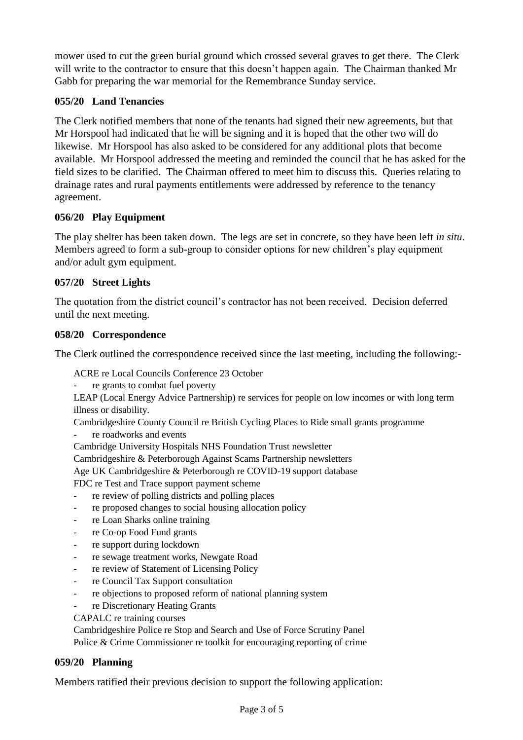mower used to cut the green burial ground which crossed several graves to get there. The Clerk will write to the contractor to ensure that this doesn't happen again. The Chairman thanked Mr Gabb for preparing the war memorial for the Remembrance Sunday service.

### 055/20 Land Tenancies

The Clerk notified members that none of the tenants had signed their new agreements, but that Mr Horspool had indicated that he will be signing and it is hoped that the other two will do likewise. Mr Horspool has also asked to be considered for any additional plots that become available. Mr Horspool addressed the meeting and reminded the council that he has asked for the field sizes to be clarified. The Chairman offered to meet him to discuss this. Queries relating to drainage rates and rural payments entitlements were addressed by reference to the tenancy agreement.

### 056/20 Play Equipment

The play shelter has been taken down. The legs are set in concrete, so they have been left *in situ*. Members agreed to form a sub-group to consider options for new children's play equipment and/or adult gym equipment.

### 057/20 Street Lights

The quotation from the district council's contractor has not been received. Decision deferred until the next meeting.

### 058/20 Correspondence

The Clerk outlined the correspondence received since the last meeting, including the following:-

ACRE re Local Councils Conference 23 October
- re grants to combat fuel poverty

LEAP (Local Energy Advice Partnership) re services for people on low incomes or with long term illness or disability.

Cambridgeshire County Council re British Cycling Places to Ride small grants programme
- re roadworks and events

Cambridge University Hospitals NHS Foundation Trust newsletter

Cambridgeshire & Peterborough Against Scams Partnership newsletters

Age UK Cambridgeshire & Peterborough re COVID-19 support database

FDC re Test and Trace support payment scheme
- re review of polling districts and polling places
- re proposed changes to social housing allocation policy
- re Loan Sharks online training
- re Co-op Food Fund grants
- re support during lockdown
- re sewage treatment works, Newgate Road
- re review of Statement of Licensing Policy
- re Council Tax Support consultation
- re objections to proposed reform of national planning system
- re Discretionary Heating Grants

CAPALC re training courses

Cambridgeshire Police re Stop and Search and Use of Force Scrutiny Panel

Police & Crime Commissioner re toolkit for encouraging reporting of crime

### 059/20 Planning

Members ratified their previous decision to support the following application: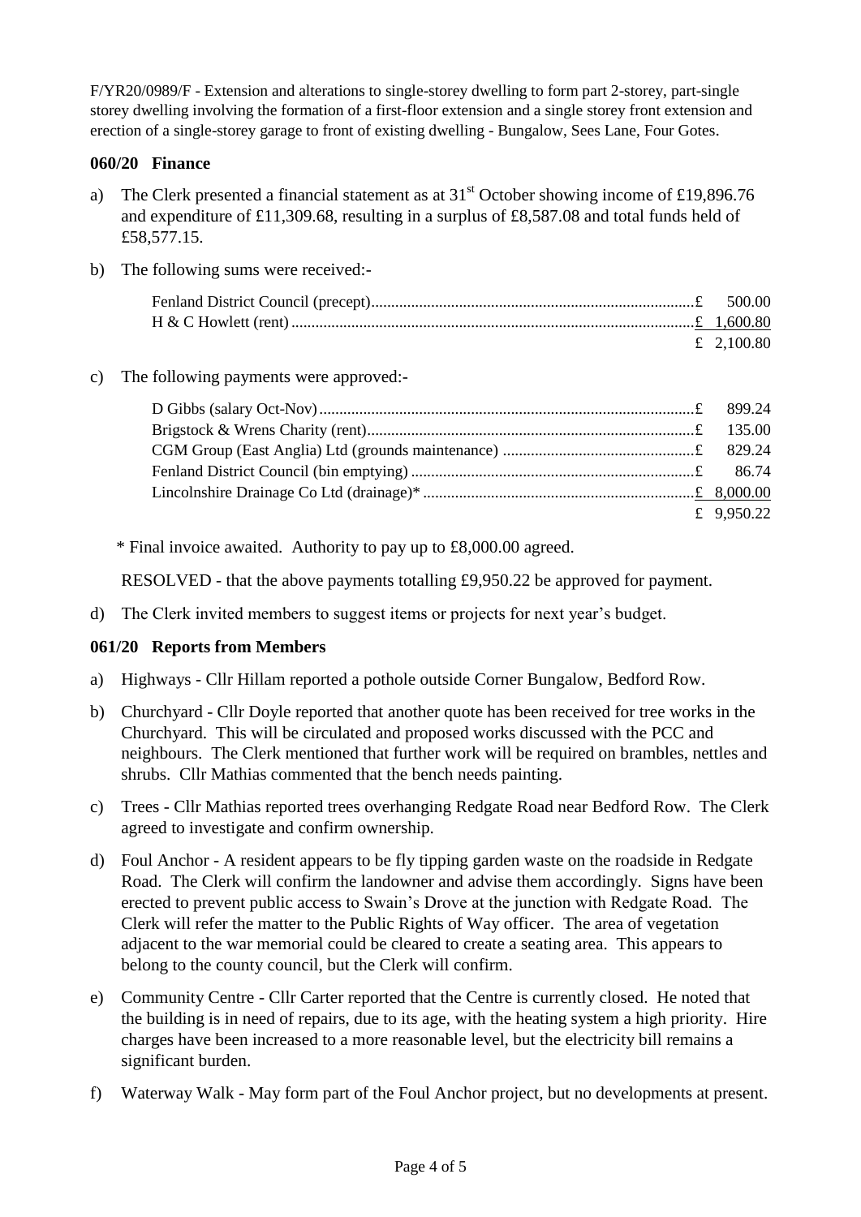F/YR20/0989/F - Extension and alterations to single-storey dwelling to form part 2-storey, part-single storey dwelling involving the formation of a first-floor extension and a single storey front extension and erection of a single-storey garage to front of existing dwelling - Bungalow, Sees Lane, Four Gotes.

### 060/20 Finance

a) The Clerk presented a financial statement as at 31st October showing income of £19,896.76 and expenditure of £11,309.68, resulting in a surplus of £8,587.08 and total funds held of £58,577.15.

b) The following sums were received:-

| | |
|---|---|
| Fenland District Council (precept) | £ 500.00 |
| H & C Howlett (rent) | £ 1,600.80 |
| | £ 2,100.80 |

c) The following payments were approved:-

| | |
|---|---|
| D Gibbs (salary Oct-Nov) | £ 899.24 |
| Brigstock & Wrens Charity (rent) | £ 135.00 |
| CGM Group (East Anglia) Ltd (grounds maintenance) | £ 829.24 |
| Fenland District Council (bin emptying) | £ 86.74 |
| Lincolnshire Drainage Co Ltd (drainage)* | £ 8,000.00 |
| | £ 9,950.22 |

\* Final invoice awaited. Authority to pay up to £8,000.00 agreed.

RESOLVED - that the above payments totalling £9,950.22 be approved for payment.

d) The Clerk invited members to suggest items or projects for next year's budget.

### 061/20 Reports from Members

a) Highways - Cllr Hillam reported a pothole outside Corner Bungalow, Bedford Row.

b) Churchyard - Cllr Doyle reported that another quote has been received for tree works in the Churchyard. This will be circulated and proposed works discussed with the PCC and neighbours. The Clerk mentioned that further work will be required on brambles, nettles and shrubs. Cllr Mathias commented that the bench needs painting.

c) Trees - Cllr Mathias reported trees overhanging Redgate Road near Bedford Row. The Clerk agreed to investigate and confirm ownership.

d) Foul Anchor - A resident appears to be fly tipping garden waste on the roadside in Redgate Road. The Clerk will confirm the landowner and advise them accordingly. Signs have been erected to prevent public access to Swain's Drove at the junction with Redgate Road. The Clerk will refer the matter to the Public Rights of Way officer. The area of vegetation adjacent to the war memorial could be cleared to create a seating area. This appears to belong to the county council, but the Clerk will confirm.

e) Community Centre - Cllr Carter reported that the Centre is currently closed. He noted that the building is in need of repairs, due to its age, with the heating system a high priority. Hire charges have been increased to a more reasonable level, but the electricity bill remains a significant burden.

f) Waterway Walk - May form part of the Foul Anchor project, but no developments at present.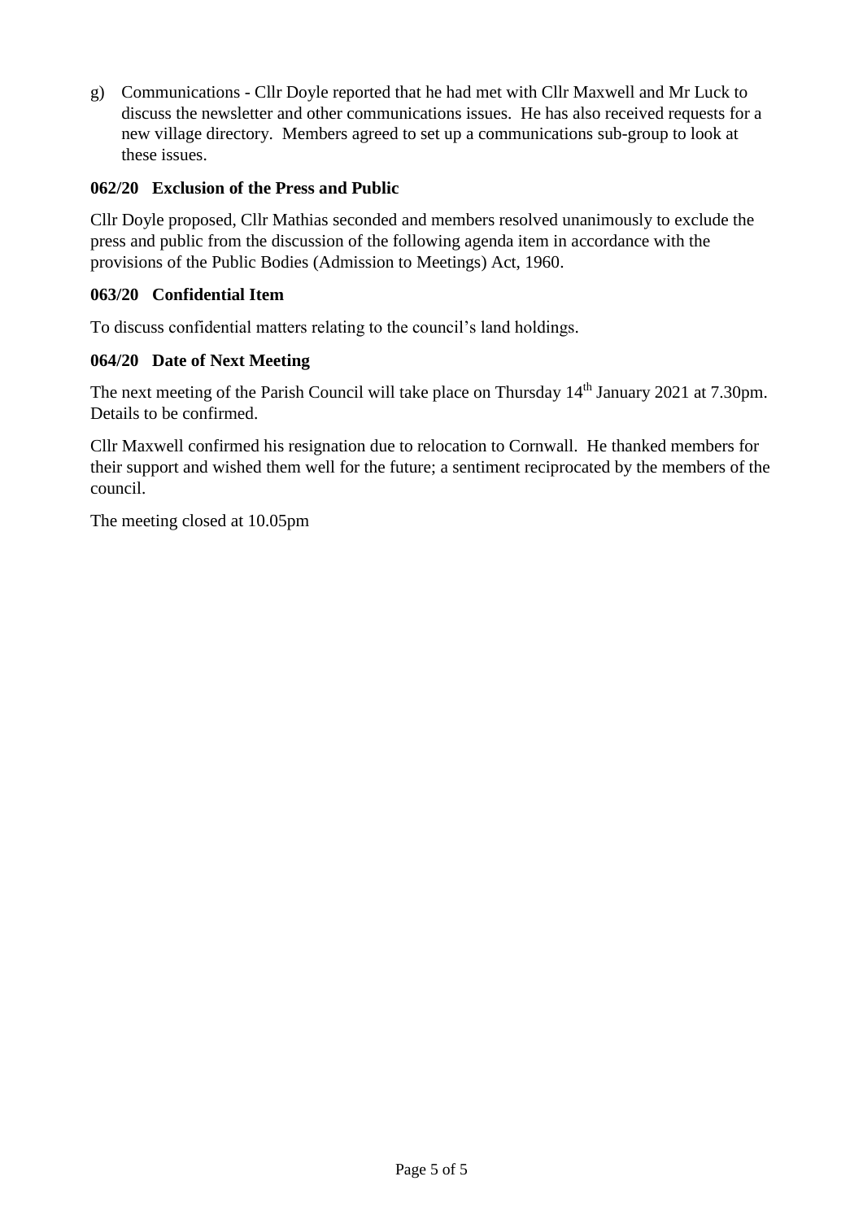g) Communications - Cllr Doyle reported that he had met with Cllr Maxwell and Mr Luck to discuss the newsletter and other communications issues. He has also received requests for a new village directory. Members agreed to set up a communications sub-group to look at these issues.

**062/20 Exclusion of the Press and Public**

Cllr Doyle proposed, Cllr Mathias seconded and members resolved unanimously to exclude the press and public from the discussion of the following agenda item in accordance with the provisions of the Public Bodies (Admission to Meetings) Act, 1960.

**063/20 Confidential Item**

To discuss confidential matters relating to the council's land holdings.

**064/20 Date of Next Meeting**

The next meeting of the Parish Council will take place on Thursday 14th January 2021 at 7.30pm. Details to be confirmed.

Cllr Maxwell confirmed his resignation due to relocation to Cornwall. He thanked members for their support and wished them well for the future; a sentiment reciprocated by the members of the council.

The meeting closed at 10.05pm